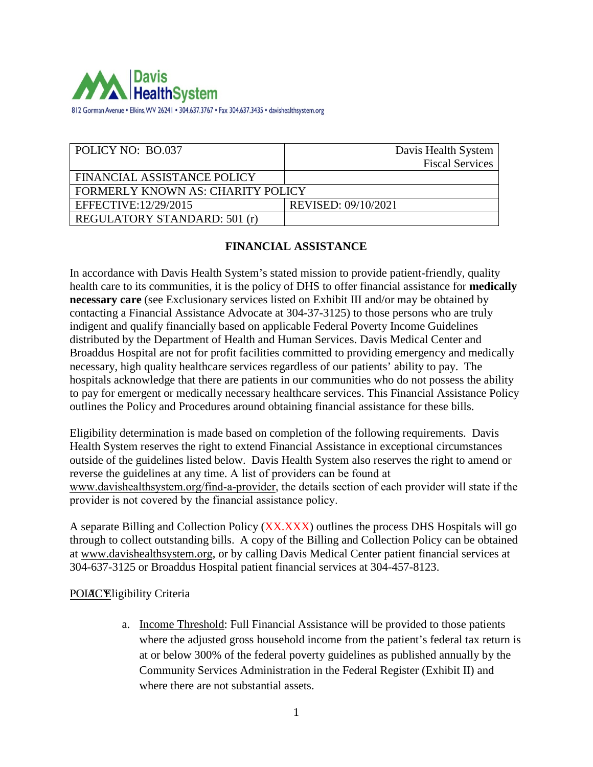Davis HealthSystem

812 Gorman Avenue • Elkins, WV 26241 • 304.637.3767 • Fax 304.637.3435 • davishealthsystem.org

| POLICY NO: BO.037 | Davis Health System Fiscal Services |
|---|---|
| FINANCIAL ASSISTANCE POLICY | |
| FORMERLY KNOWN AS: CHARITY POLICY | |
| EFFECTIVE:12/29/2015 | REVISED: 09/10/2021 |
| REGULATORY STANDARD: 501 (r) | |

## FINANCIAL ASSISTANCE

In accordance with Davis Health System's stated mission to provide patient-friendly, quality health care to its communities, it is the policy of DHS to offer financial assistance for **medically necessary care** (see Exclusionary services listed on Exhibit III and/or may be obtained by contacting a Financial Assistance Advocate at 304-37-3125) to those persons who are truly indigent and qualify financially based on applicable Federal Poverty Income Guidelines distributed by the Department of Health and Human Services. Davis Medical Center and Broaddus Hospital are not for profit facilities committed to providing emergency and medically necessary, high quality healthcare services regardless of our patients' ability to pay. The hospitals acknowledge that there are patients in our communities who do not possess the ability to pay for emergent or medically necessary healthcare services. This Financial Assistance Policy outlines the Policy and Procedures around obtaining financial assistance for these bills.

Eligibility determination is made based on completion of the following requirements. Davis Health System reserves the right to extend Financial Assistance in exceptional circumstances outside of the guidelines listed below. Davis Health System also reserves the right to amend or reverse the guidelines at any time. A list of providers can be found at www.davishealthsystem.org/find-a-provider, the details section of each provider will state if the provider is not covered by the financial assistance policy.

A separate Billing and Collection Policy (XX.XXX) outlines the process DHS Hospitals will go through to collect outstanding bills. A copy of the Billing and Collection Policy can be obtained at www.davishealthsystem.org, or by calling Davis Medical Center patient financial services at 304-637-3125 or Broaddus Hospital patient financial services at 304-457-8123.

POLICY: Eligibility Criteria

a. Income Threshold: Full Financial Assistance will be provided to those patients where the adjusted gross household income from the patient's federal tax return is at or below 300% of the federal poverty guidelines as published annually by the Community Services Administration in the Federal Register (Exhibit II) and where there are not substantial assets.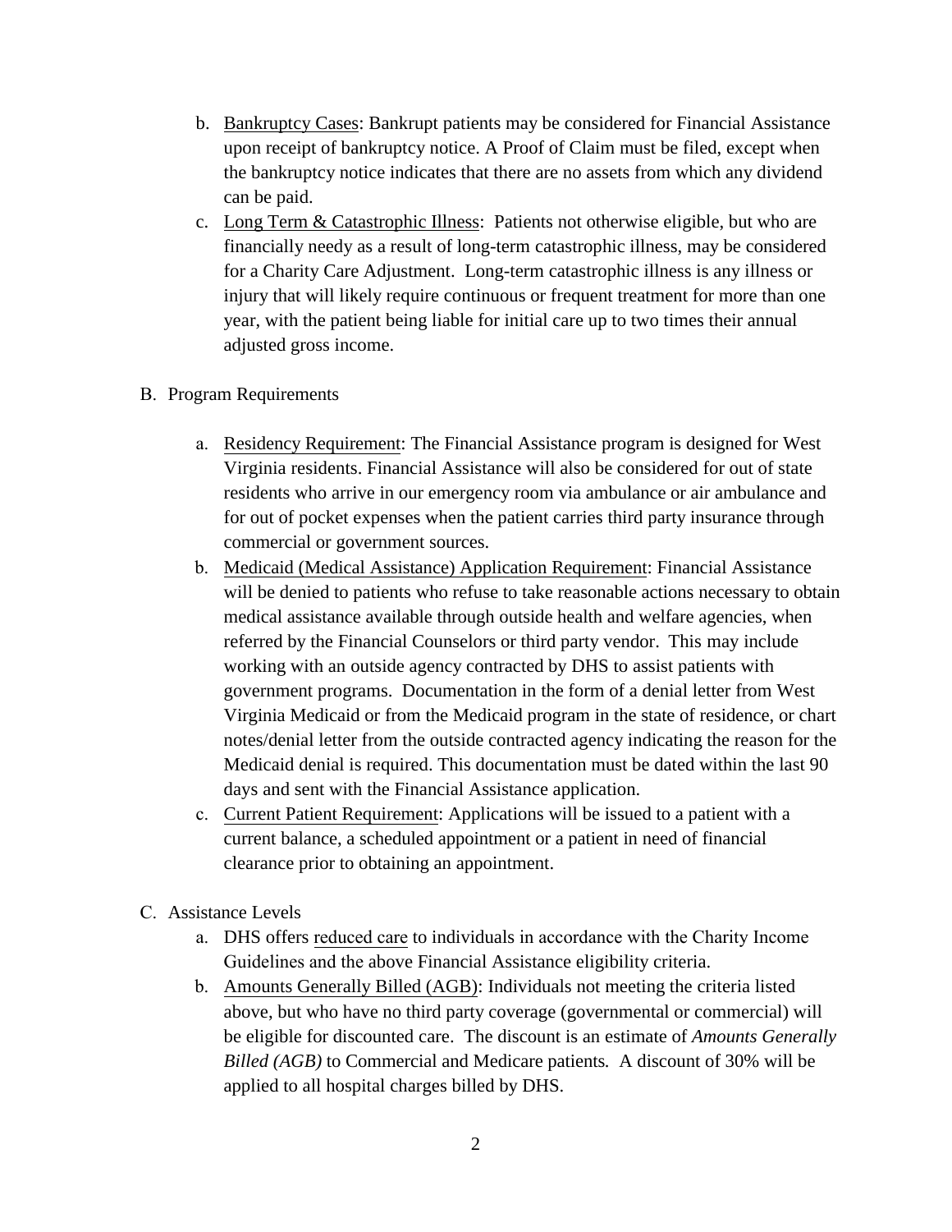b. Bankruptcy Cases: Bankrupt patients may be considered for Financial Assistance upon receipt of bankruptcy notice. A Proof of Claim must be filed, except when the bankruptcy notice indicates that there are no assets from which any dividend can be paid.

c. Long Term & Catastrophic Illness: Patients not otherwise eligible, but who are financially needy as a result of long-term catastrophic illness, may be considered for a Charity Care Adjustment. Long-term catastrophic illness is any illness or injury that will likely require continuous or frequent treatment for more than one year, with the patient being liable for initial care up to two times their annual adjusted gross income.

B. Program Requirements

a. Residency Requirement: The Financial Assistance program is designed for West Virginia residents. Financial Assistance will also be considered for out of state residents who arrive in our emergency room via ambulance or air ambulance and for out of pocket expenses when the patient carries third party insurance through commercial or government sources.

b. Medicaid (Medical Assistance) Application Requirement: Financial Assistance will be denied to patients who refuse to take reasonable actions necessary to obtain medical assistance available through outside health and welfare agencies, when referred by the Financial Counselors or third party vendor. This may include working with an outside agency contracted by DHS to assist patients with government programs. Documentation in the form of a denial letter from West Virginia Medicaid or from the Medicaid program in the state of residence, or chart notes/denial letter from the outside contracted agency indicating the reason for the Medicaid denial is required. This documentation must be dated within the last 90 days and sent with the Financial Assistance application.

c. Current Patient Requirement: Applications will be issued to a patient with a current balance, a scheduled appointment or a patient in need of financial clearance prior to obtaining an appointment.

C. Assistance Levels

a. DHS offers reduced care to individuals in accordance with the Charity Income Guidelines and the above Financial Assistance eligibility criteria.

b. Amounts Generally Billed (AGB): Individuals not meeting the criteria listed above, but who have no third party coverage (governmental or commercial) will be eligible for discounted care. The discount is an estimate of *Amounts Generally Billed (AGB)* to Commercial and Medicare patients. A discount of 30% will be applied to all hospital charges billed by DHS.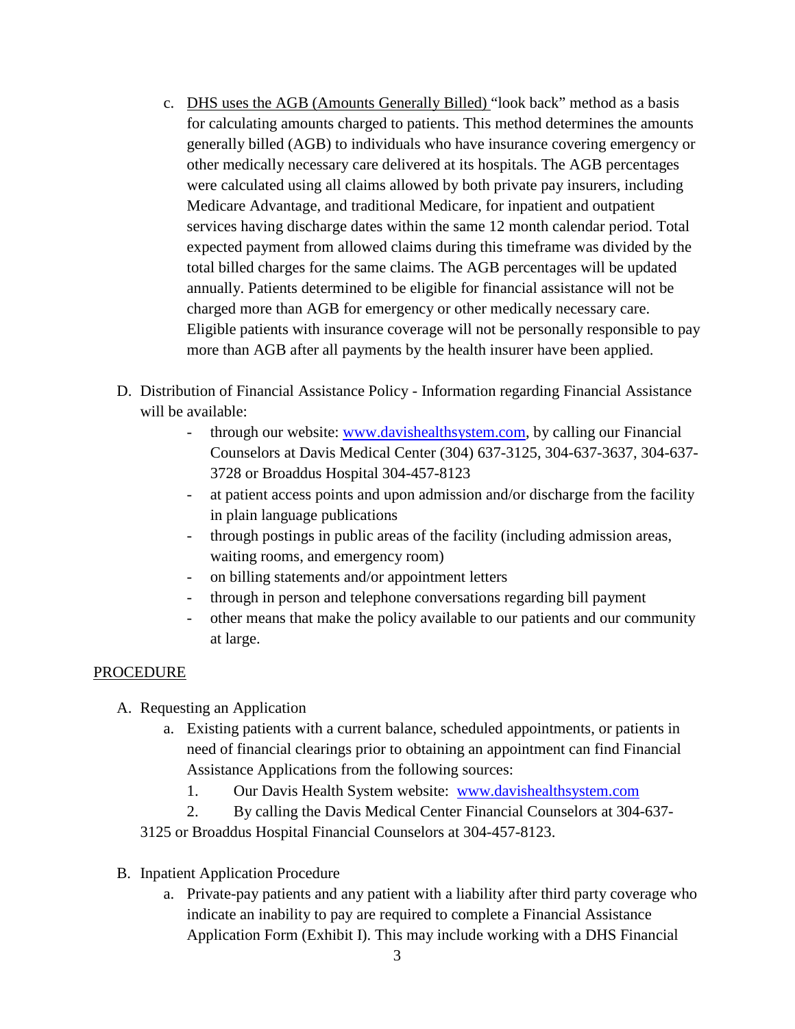c. <u>DHS uses the AGB (Amounts Generally Billed)</u> "look back" method as a basis for calculating amounts charged to patients. This method determines the amounts generally billed (AGB) to individuals who have insurance covering emergency or other medically necessary care delivered at its hospitals. The AGB percentages were calculated using all claims allowed by both private pay insurers, including Medicare Advantage, and traditional Medicare, for inpatient and outpatient services having discharge dates within the same 12 month calendar period. Total expected payment from allowed claims during this timeframe was divided by the total billed charges for the same claims. The AGB percentages will be updated annually. Patients determined to be eligible for financial assistance will not be charged more than AGB for emergency or other medically necessary care. Eligible patients with insurance coverage will not be personally responsible to pay more than AGB after all payments by the health insurer have been applied.

D. Distribution of Financial Assistance Policy - Information regarding Financial Assistance will be available:

- through our website: www.davishealthsystem.com, by calling our Financial Counselors at Davis Medical Center (304) 637-3125, 304-637-3637, 304-637-3728 or Broaddus Hospital 304-457-8123
- at patient access points and upon admission and/or discharge from the facility in plain language publications
- through postings in public areas of the facility (including admission areas, waiting rooms, and emergency room)
- on billing statements and/or appointment letters
- through in person and telephone conversations regarding bill payment
- other means that make the policy available to our patients and our community at large.

<u>PROCEDURE</u>

A. Requesting an Application

a. Existing patients with a current balance, scheduled appointments, or patients in need of financial clearings prior to obtaining an appointment can find Financial Assistance Applications from the following sources:

1. Our Davis Health System website: www.davishealthsystem.com
2. By calling the Davis Medical Center Financial Counselors at 304-637-3125 or Broaddus Hospital Financial Counselors at 304-457-8123.

B. Inpatient Application Procedure

a. Private-pay patients and any patient with a liability after third party coverage who indicate an inability to pay are required to complete a Financial Assistance Application Form (Exhibit I). This may include working with a DHS Financial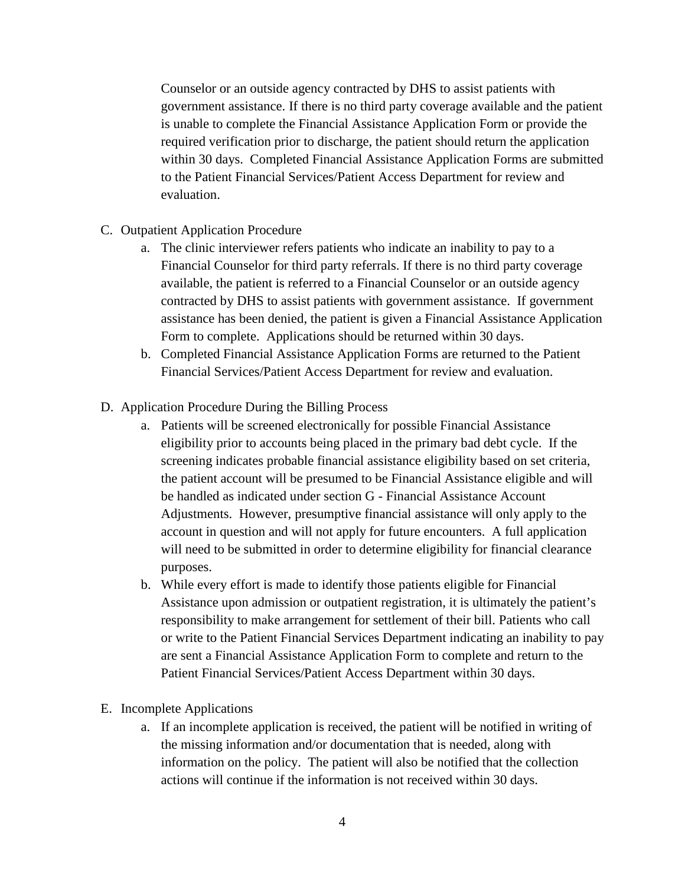Counselor or an outside agency contracted by DHS to assist patients with government assistance. If there is no third party coverage available and the patient is unable to complete the Financial Assistance Application Form or provide the required verification prior to discharge, the patient should return the application within 30 days. Completed Financial Assistance Application Forms are submitted to the Patient Financial Services/Patient Access Department for review and evaluation.

C. Outpatient Application Procedure
   a. The clinic interviewer refers patients who indicate an inability to pay to a Financial Counselor for third party referrals. If there is no third party coverage available, the patient is referred to a Financial Counselor or an outside agency contracted by DHS to assist patients with government assistance. If government assistance has been denied, the patient is given a Financial Assistance Application Form to complete. Applications should be returned within 30 days.
   b. Completed Financial Assistance Application Forms are returned to the Patient Financial Services/Patient Access Department for review and evaluation.

D. Application Procedure During the Billing Process
   a. Patients will be screened electronically for possible Financial Assistance eligibility prior to accounts being placed in the primary bad debt cycle. If the screening indicates probable financial assistance eligibility based on set criteria, the patient account will be presumed to be Financial Assistance eligible and will be handled as indicated under section G - Financial Assistance Account Adjustments. However, presumptive financial assistance will only apply to the account in question and will not apply for future encounters. A full application will need to be submitted in order to determine eligibility for financial clearance purposes.
   b. While every effort is made to identify those patients eligible for Financial Assistance upon admission or outpatient registration, it is ultimately the patient's responsibility to make arrangement for settlement of their bill. Patients who call or write to the Patient Financial Services Department indicating an inability to pay are sent a Financial Assistance Application Form to complete and return to the Patient Financial Services/Patient Access Department within 30 days.

E. Incomplete Applications
   a. If an incomplete application is received, the patient will be notified in writing of the missing information and/or documentation that is needed, along with information on the policy. The patient will also be notified that the collection actions will continue if the information is not received within 30 days.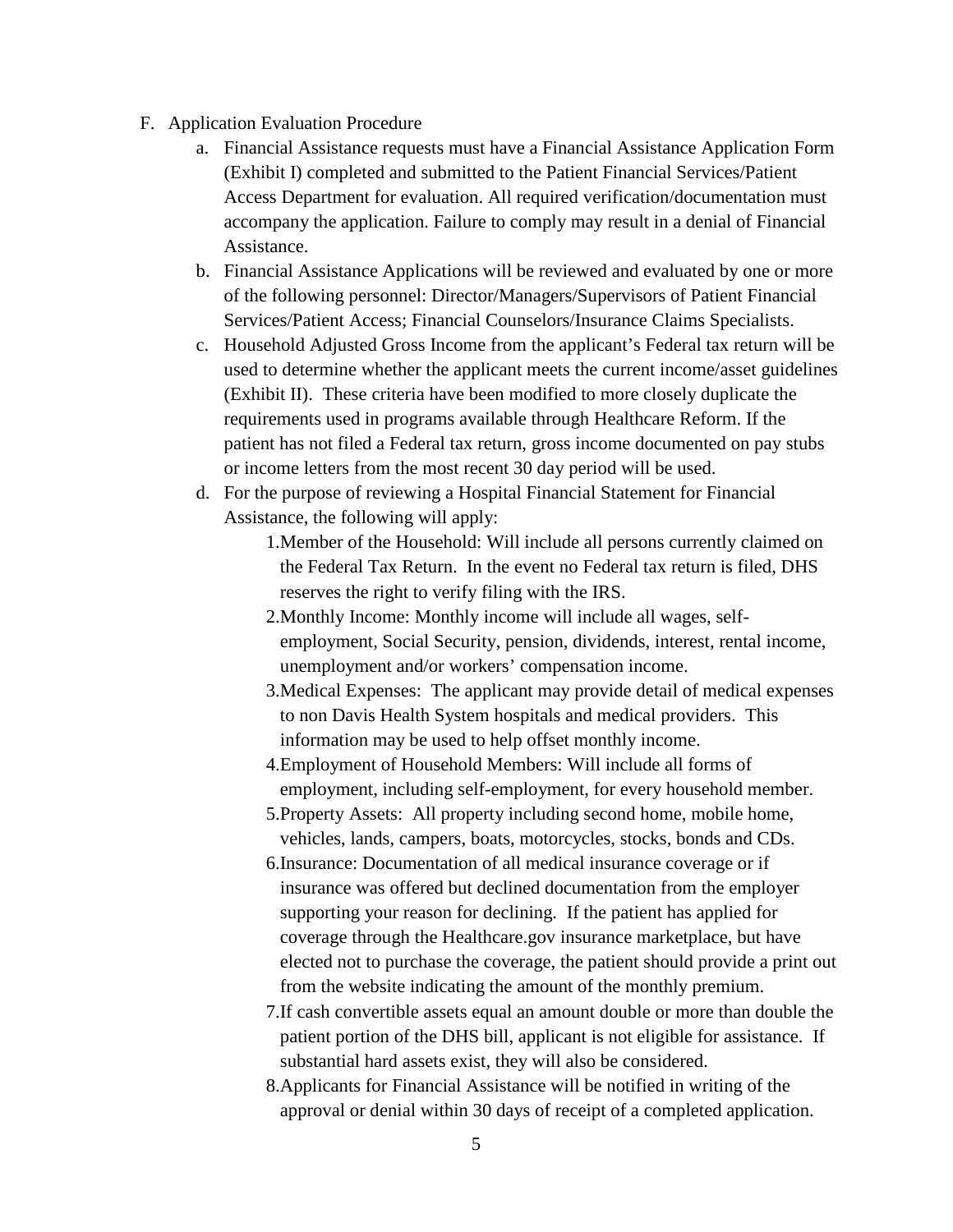F. Application Evaluation Procedure

   a. Financial Assistance requests must have a Financial Assistance Application Form (Exhibit I) completed and submitted to the Patient Financial Services/Patient Access Department for evaluation. All required verification/documentation must accompany the application. Failure to comply may result in a denial of Financial Assistance.

   b. Financial Assistance Applications will be reviewed and evaluated by one or more of the following personnel: Director/Managers/Supervisors of Patient Financial Services/Patient Access; Financial Counselors/Insurance Claims Specialists.

   c. Household Adjusted Gross Income from the applicant's Federal tax return will be used to determine whether the applicant meets the current income/asset guidelines (Exhibit II). These criteria have been modified to more closely duplicate the requirements used in programs available through Healthcare Reform. If the patient has not filed a Federal tax return, gross income documented on pay stubs or income letters from the most recent 30 day period will be used.

   d. For the purpose of reviewing a Hospital Financial Statement for Financial Assistance, the following will apply:

      1. Member of the Household: Will include all persons currently claimed on the Federal Tax Return. In the event no Federal tax return is filed, DHS reserves the right to verify filing with the IRS.
      2. Monthly Income: Monthly income will include all wages, self-employment, Social Security, pension, dividends, interest, rental income, unemployment and/or workers' compensation income.
      3. Medical Expenses: The applicant may provide detail of medical expenses to non Davis Health System hospitals and medical providers. This information may be used to help offset monthly income.
      4. Employment of Household Members: Will include all forms of employment, including self-employment, for every household member.
      5. Property Assets: All property including second home, mobile home, vehicles, lands, campers, boats, motorcycles, stocks, bonds and CDs.
      6. Insurance: Documentation of all medical insurance coverage or if insurance was offered but declined documentation from the employer supporting your reason for declining. If the patient has applied for coverage through the Healthcare.gov insurance marketplace, but have elected not to purchase the coverage, the patient should provide a print out from the website indicating the amount of the monthly premium.
      7. If cash convertible assets equal an amount double or more than double the patient portion of the DHS bill, applicant is not eligible for assistance. If substantial hard assets exist, they will also be considered.
      8. Applicants for Financial Assistance will be notified in writing of the approval or denial within 30 days of receipt of a completed application.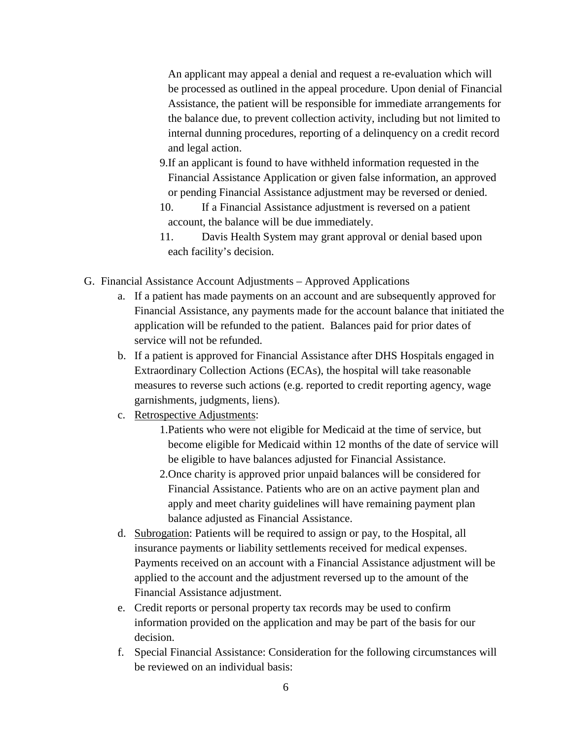An applicant may appeal a denial and request a re-evaluation which will be processed as outlined in the appeal procedure. Upon denial of Financial Assistance, the patient will be responsible for immediate arrangements for the balance due, to prevent collection activity, including but not limited to internal dunning procedures, reporting of a delinquency on a credit record and legal action.

9. If an applicant is found to have withheld information requested in the Financial Assistance Application or given false information, an approved or pending Financial Assistance adjustment may be reversed or denied.
10. If a Financial Assistance adjustment is reversed on a patient account, the balance will be due immediately.
11. Davis Health System may grant approval or denial based upon each facility's decision.

G. Financial Assistance Account Adjustments – Approved Applications

a. If a patient has made payments on an account and are subsequently approved for Financial Assistance, any payments made for the account balance that initiated the application will be refunded to the patient.  Balances paid for prior dates of service will not be refunded.

b. If a patient is approved for Financial Assistance after DHS Hospitals engaged in Extraordinary Collection Actions (ECAs), the hospital will take reasonable measures to reverse such actions (e.g. reported to credit reporting agency, wage garnishments, judgments, liens).

c. Retrospective Adjustments:

   1. Patients who were not eligible for Medicaid at the time of service, but become eligible for Medicaid within 12 months of the date of service will be eligible to have balances adjusted for Financial Assistance.
   2. Once charity is approved prior unpaid balances will be considered for Financial Assistance. Patients who are on an active payment plan and apply and meet charity guidelines will have remaining payment plan balance adjusted as Financial Assistance.

d. Subrogation: Patients will be required to assign or pay, to the Hospital, all insurance payments or liability settlements received for medical expenses. Payments received on an account with a Financial Assistance adjustment will be applied to the account and the adjustment reversed up to the amount of the Financial Assistance adjustment.

e. Credit reports or personal property tax records may be used to confirm information provided on the application and may be part of the basis for our decision.

f. Special Financial Assistance: Consideration for the following circumstances will be reviewed on an individual basis: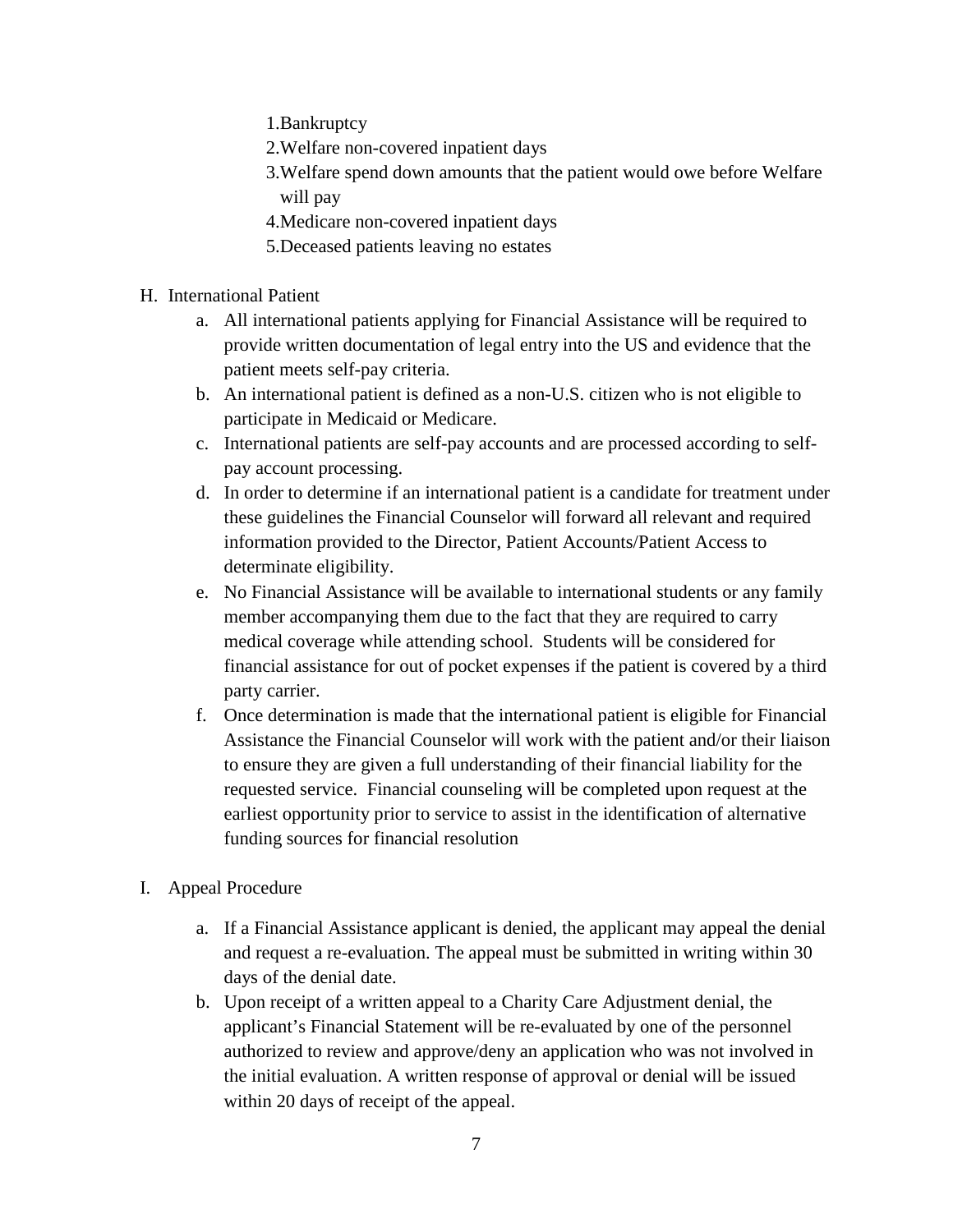1. Bankruptcy
2. Welfare non-covered inpatient days
3. Welfare spend down amounts that the patient would owe before Welfare will pay
4. Medicare non-covered inpatient days
5. Deceased patients leaving no estates

H. International Patient

a. All international patients applying for Financial Assistance will be required to provide written documentation of legal entry into the US and evidence that the patient meets self-pay criteria.
b. An international patient is defined as a non-U.S. citizen who is not eligible to participate in Medicaid or Medicare.
c. International patients are self-pay accounts and are processed according to self-pay account processing.
d. In order to determine if an international patient is a candidate for treatment under these guidelines the Financial Counselor will forward all relevant and required information provided to the Director, Patient Accounts/Patient Access to determinate eligibility.
e. No Financial Assistance will be available to international students or any family member accompanying them due to the fact that they are required to carry medical coverage while attending school. Students will be considered for financial assistance for out of pocket expenses if the patient is covered by a third party carrier.
f. Once determination is made that the international patient is eligible for Financial Assistance the Financial Counselor will work with the patient and/or their liaison to ensure they are given a full understanding of their financial liability for the requested service. Financial counseling will be completed upon request at the earliest opportunity prior to service to assist in the identification of alternative funding sources for financial resolution

I. Appeal Procedure

a. If a Financial Assistance applicant is denied, the applicant may appeal the denial and request a re-evaluation. The appeal must be submitted in writing within 30 days of the denial date.
b. Upon receipt of a written appeal to a Charity Care Adjustment denial, the applicant's Financial Statement will be re-evaluated by one of the personnel authorized to review and approve/deny an application who was not involved in the initial evaluation. A written response of approval or denial will be issued within 20 days of receipt of the appeal.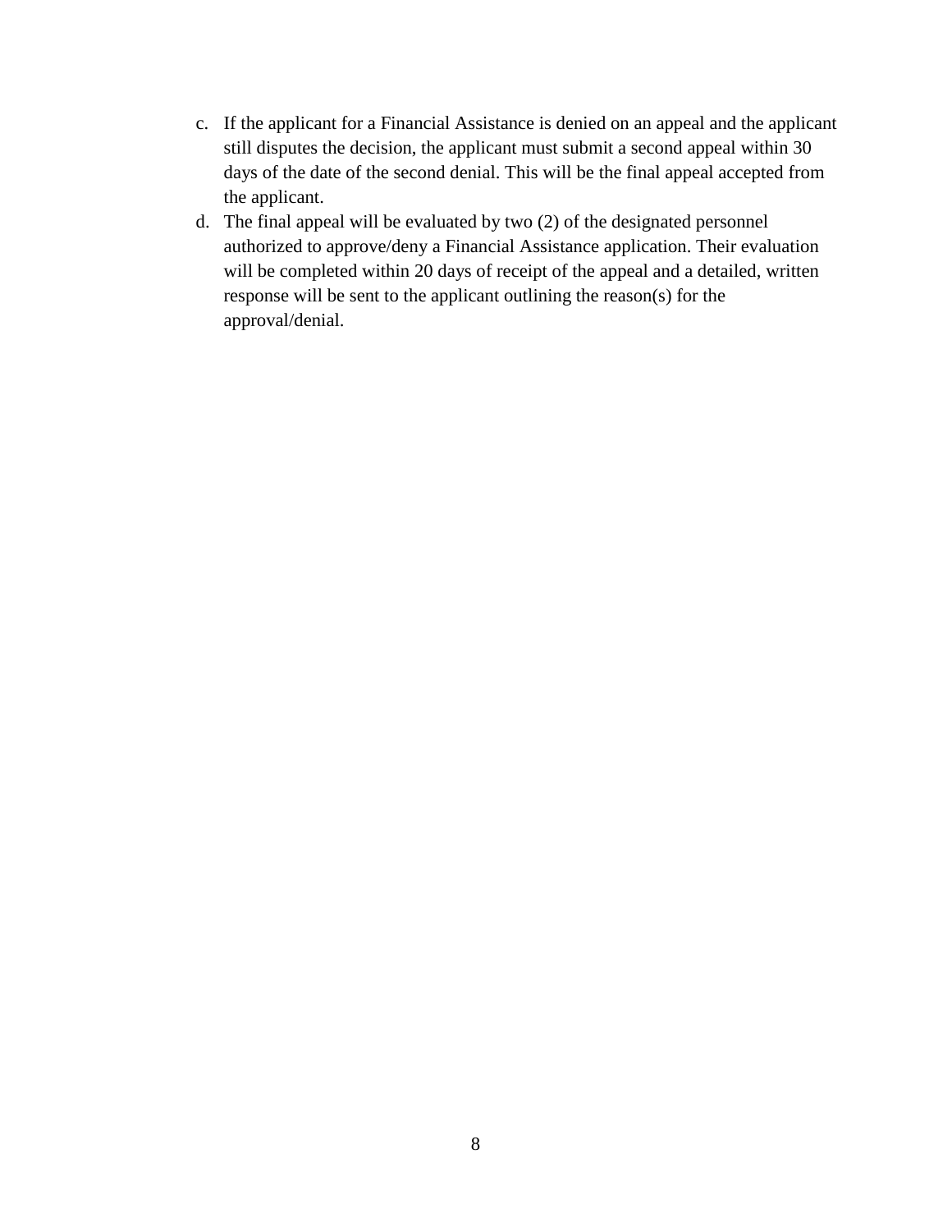c. If the applicant for a Financial Assistance is denied on an appeal and the applicant still disputes the decision, the applicant must submit a second appeal within 30 days of the date of the second denial. This will be the final appeal accepted from the applicant.
d. The final appeal will be evaluated by two (2) of the designated personnel authorized to approve/deny a Financial Assistance application. Their evaluation will be completed within 20 days of receipt of the appeal and a detailed, written response will be sent to the applicant outlining the reason(s) for the approval/denial.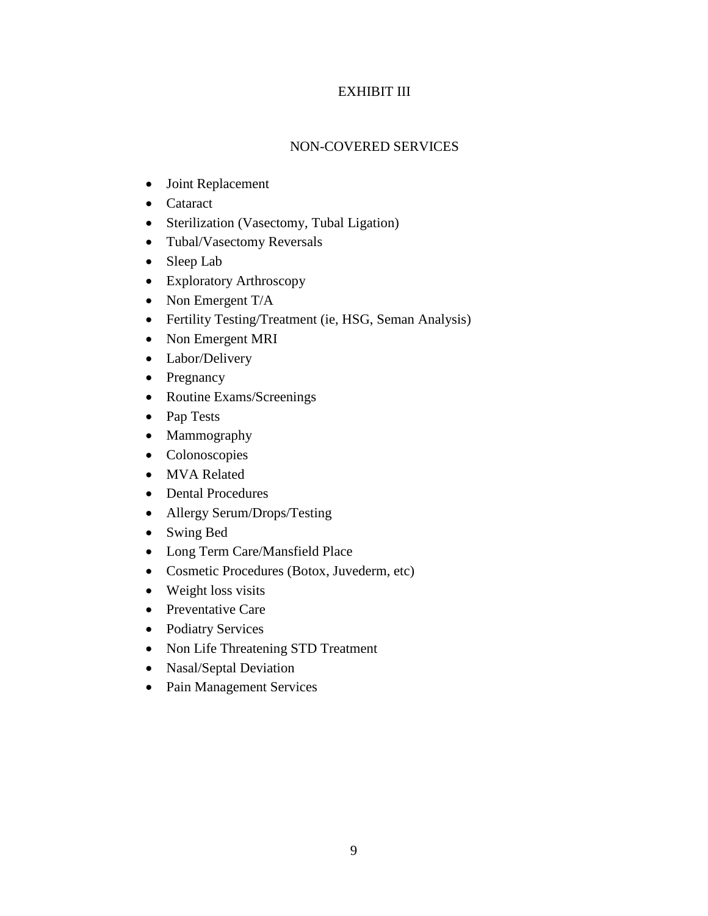# EXHIBIT III

## NON-COVERED SERVICES

- Joint Replacement
- Cataract
- Sterilization (Vasectomy, Tubal Ligation)
- Tubal/Vasectomy Reversals
- Sleep Lab
- Exploratory Arthroscopy
- Non Emergent T/A
- Fertility Testing/Treatment (ie, HSG, Seman Analysis)
- Non Emergent MRI
- Labor/Delivery
- Pregnancy
- Routine Exams/Screenings
- Pap Tests
- Mammography
- Colonoscopies
- MVA Related
- Dental Procedures
- Allergy Serum/Drops/Testing
- Swing Bed
- Long Term Care/Mansfield Place
- Cosmetic Procedures (Botox, Juvederm, etc)
- Weight loss visits
- Preventative Care
- Podiatry Services
- Non Life Threatening STD Treatment
- Nasal/Septal Deviation
- Pain Management Services